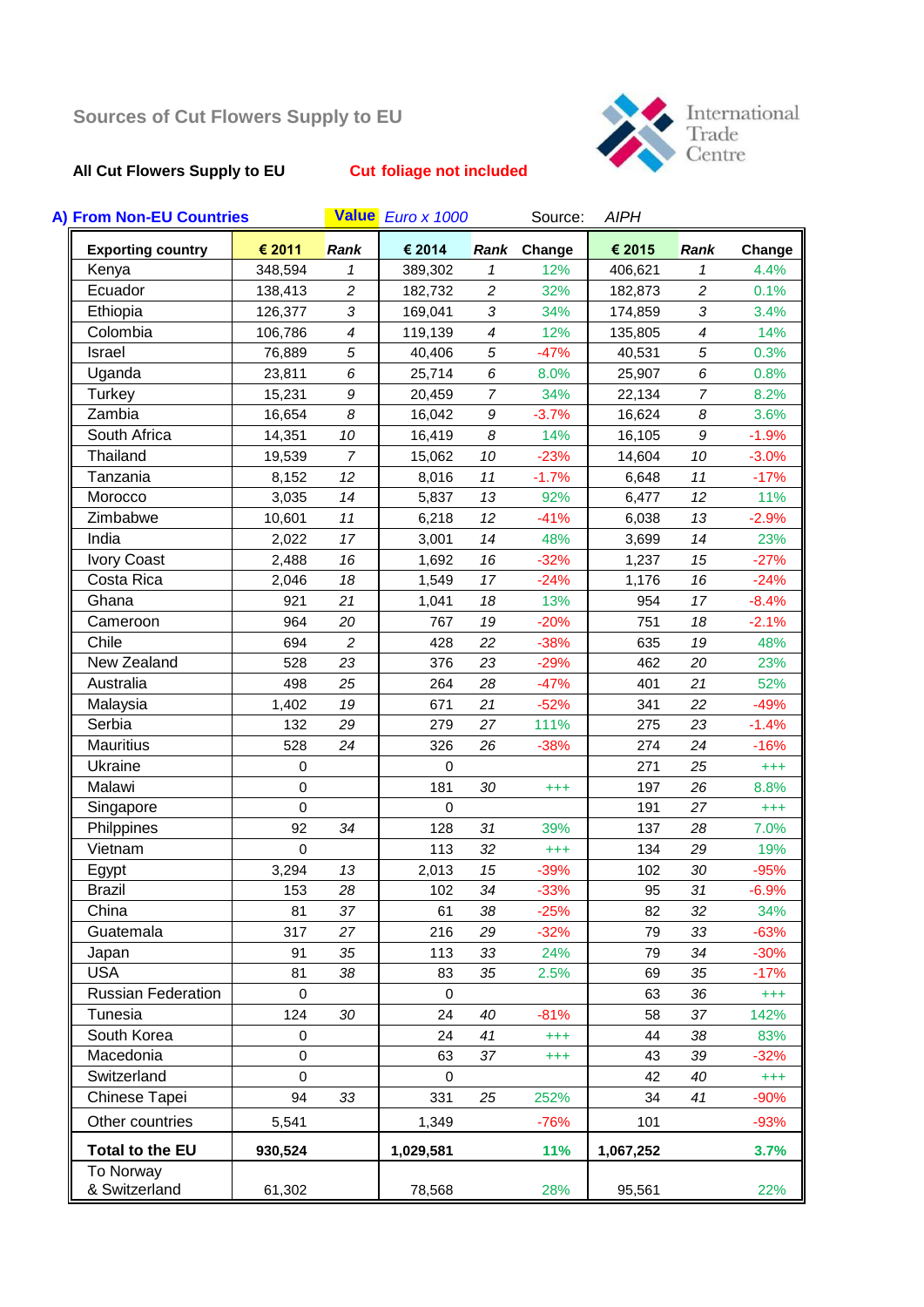## Sources of Cut Flowers Supply to EU

**All Cut Flowers Supply to EU** **Cut foliage not included**

International Trade Centre

**A) From Non-EU Countries** **Value** *Euro x 1000* Source: *AIPH*

| Exporting country | € 2011 | Rank | € 2014 | Rank | Change | € 2015 | Rank | Change |
|---|---|---|---|---|---|---|---|---|
| Kenya | 348,594 | *1* | 389,302 | *1* | 12% | 406,621 | *1* | 4.4% |
| Ecuador | 138,413 | *2* | 182,732 | *2* | 32% | 182,873 | *2* | 0.1% |
| Ethiopia | 126,377 | *3* | 169,041 | *3* | 34% | 174,859 | *3* | 3.4% |
| Colombia | 106,786 | *4* | 119,139 | *4* | 12% | 135,805 | *4* | 14% |
| Israel | 76,889 | *5* | 40,406 | *5* | -47% | 40,531 | *5* | 0.3% |
| Uganda | 23,811 | *6* | 25,714 | *6* | 8.0% | 25,907 | *6* | 0.8% |
| Turkey | 15,231 | *9* | 20,459 | *7* | 34% | 22,134 | *7* | 8.2% |
| Zambia | 16,654 | *8* | 16,042 | *9* | -3.7% | 16,624 | *8* | 3.6% |
| South Africa | 14,351 | *10* | 16,419 | *8* | 14% | 16,105 | *9* | -1.9% |
| Thailand | 19,539 | *7* | 15,062 | *10* | -23% | 14,604 | *10* | -3.0% |
| Tanzania | 8,152 | *12* | 8,016 | *11* | -1.7% | 6,648 | *11* | -17% |
| Morocco | 3,035 | *14* | 5,837 | *13* | 92% | 6,477 | *12* | 11% |
| Zimbabwe | 10,601 | *11* | 6,218 | *12* | -41% | 6,038 | *13* | -2.9% |
| India | 2,022 | *17* | 3,001 | *14* | 48% | 3,699 | *14* | 23% |
| Ivory Coast | 2,488 | *16* | 1,692 | *16* | -32% | 1,237 | *15* | -27% |
| Costa Rica | 2,046 | *18* | 1,549 | *17* | -24% | 1,176 | *16* | -24% |
| Ghana | 921 | *21* | 1,041 | *18* | 13% | 954 | *17* | -8.4% |
| Cameroon | 964 | *20* | 767 | *19* | -20% | 751 | *18* | -2.1% |
| Chile | 694 | *2* | 428 | *22* | -38% | 635 | *19* | 48% |
| New Zealand | 528 | *23* | 376 | *23* | -29% | 462 | *20* | 23% |
| Australia | 498 | *25* | 264 | *28* | -47% | 401 | *21* | 52% |
| Malaysia | 1,402 | *19* | 671 | *21* | -52% | 341 | *22* | -49% |
| Serbia | 132 | *29* | 279 | *27* | 111% | 275 | *23* | -1.4% |
| Mauritius | 528 | *24* | 326 | *26* | -38% | 274 | *24* | -16% |
| Ukraine | 0 | | 0 | | | 271 | *25* | +++ |
| Malawi | 0 | | 181 | *30* | +++ | 197 | *26* | 8.8% |
| Singapore | 0 | | 0 | | | 191 | *27* | +++ |
| Philppines | 92 | *34* | 128 | *31* | 39% | 137 | *28* | 7.0% |
| Vietnam | 0 | | 113 | *32* | +++ | 134 | *29* | 19% |
| Egypt | 3,294 | *13* | 2,013 | *15* | -39% | 102 | *30* | -95% |
| Brazil | 153 | *28* | 102 | *34* | -33% | 95 | *31* | -6.9% |
| China | 81 | *37* | 61 | *38* | -25% | 82 | *32* | 34% |
| Guatemala | 317 | *27* | 216 | *29* | -32% | 79 | *33* | -63% |
| Japan | 91 | *35* | 113 | *33* | 24% | 79 | *34* | -30% |
| USA | 81 | *38* | 83 | *35* | 2.5% | 69 | *35* | -17% |
| Russian Federation | 0 | | 0 | | | 63 | *36* | +++ |
| Tunesia | 124 | *30* | 24 | *40* | -81% | 58 | *37* | 142% |
| South Korea | 0 | | 24 | *41* | +++ | 44 | *38* | 83% |
| Macedonia | 0 | | 63 | *37* | +++ | 43 | *39* | -32% |
| Switzerland | 0 | | 0 | | | 42 | *40* | +++ |
| Chinese Tapei | 94 | *33* | 331 | *25* | 252% | 34 | *41* | -90% |
| Other countries | 5,541 | | 1,349 | | -76% | 101 | | -93% |
| **Total to the EU** | **930,524** | | **1,029,581** | | **11%** | **1,067,252** | | **3.7%** |
| To Norway & Switzerland | 61,302 | | 78,568 | | 28% | 95,561 | | 22% |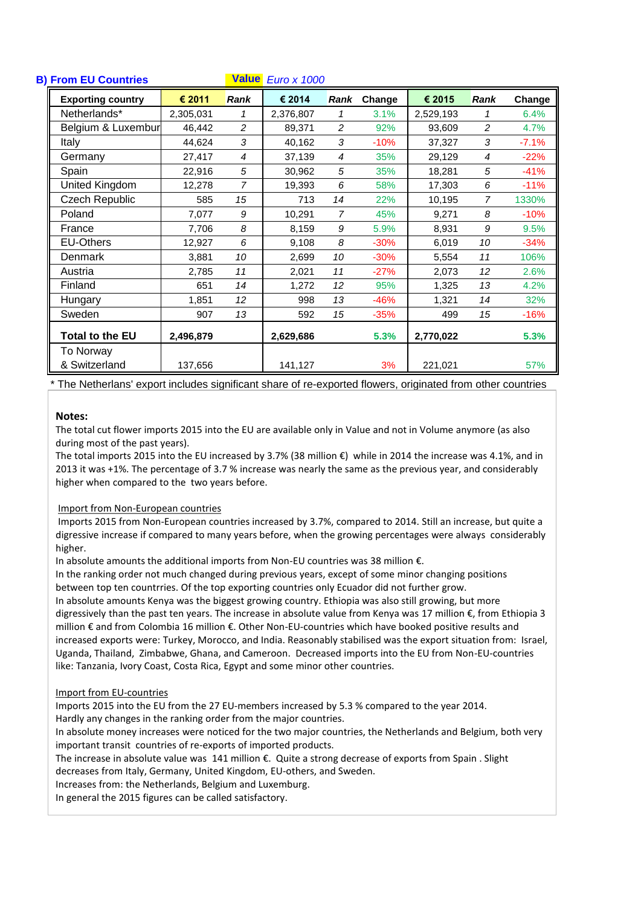**B) From EU Countries** **Value** *Euro x 1000*

| Exporting country | € 2011 | Rank | € 2014 | Rank | Change | € 2015 | Rank | Change |
|---|---|---|---|---|---|---|---|---|
| Netherlands* | 2,305,031 | 1 | 2,376,807 | 1 | 3.1% | 2,529,193 | 1 | 6.4% |
| Belgium & Luxembur | 46,442 | 2 | 89,371 | 2 | 92% | 93,609 | 2 | 4.7% |
| Italy | 44,624 | 3 | 40,162 | 3 | -10% | 37,327 | 3 | -7.1% |
| Germany | 27,417 | 4 | 37,139 | 4 | 35% | 29,129 | 4 | -22% |
| Spain | 22,916 | 5 | 30,962 | 5 | 35% | 18,281 | 5 | -41% |
| United Kingdom | 12,278 | 7 | 19,393 | 6 | 58% | 17,303 | 6 | -11% |
| Czech Republic | 585 | 15 | 713 | 14 | 22% | 10,195 | 7 | 1330% |
| Poland | 7,077 | 9 | 10,291 | 7 | 45% | 9,271 | 8 | -10% |
| France | 7,706 | 8 | 8,159 | 9 | 5.9% | 8,931 | 9 | 9.5% |
| EU-Others | 12,927 | 6 | 9,108 | 8 | -30% | 6,019 | 10 | -34% |
| Denmark | 3,881 | 10 | 2,699 | 10 | -30% | 5,554 | 11 | 106% |
| Austria | 2,785 | 11 | 2,021 | 11 | -27% | 2,073 | 12 | 2.6% |
| Finland | 651 | 14 | 1,272 | 12 | 95% | 1,325 | 13 | 4.2% |
| Hungary | 1,851 | 12 | 998 | 13 | -46% | 1,321 | 14 | 32% |
| Sweden | 907 | 13 | 592 | 15 | -35% | 499 | 15 | -16% |
| **Total to the EU** | **2,496,879** | | **2,629,686** | | **5.3%** | **2,770,022** | | **5.3%** |
| To Norway & Switzerland | 137,656 | | 141,127 | | 3% | 221,021 | | 57% |

\* The Netherlands' export includes significant share of re-exported flowers, originated from other countries

**Notes:**

The total cut flower imports 2015 into the EU are available only in Value and not in Volume anymore (as also during most of the past years).
The total imports 2015 into the EU increased by 3.7% (38 million €) while in 2014 the increase was 4.1%, and in 2013 it was +1%. The percentage of 3.7 % increase was nearly the same as the previous year, and considerably higher when compared to the two years before.

Import from Non-European countries

Imports 2015 from Non-European countries increased by 3.7%, compared to 2014. Still an increase, but quite a digressive increase if compared to many years before, when the growing percentages were always considerably higher.
In absolute amounts the additional imports from Non-EU countries was 38 million €.
In the ranking order not much changed during previous years, except of some minor changing positions between top ten countrries. Of the top exporting countries only Ecuador did not further grow.
In absolute amounts Kenya was the biggest growing country. Ethiopia was also still growing, but more digressively than the past ten years. The increase in absolute value from Kenya was 17 million €, from Ethiopia 3 million € and from Colombia 16 million €. Other Non-EU-countries which have booked positive results and increased exports were: Turkey, Morocco, and India. Reasonably stabilised was the export situation from: Israel, Uganda, Thailand, Zimbabwe, Ghana, and Cameroon. Decreased imports into the EU from Non-EU-countries like: Tanzania, Ivory Coast, Costa Rica, Egypt and some minor other countries.

Import from EU-countries

Imports 2015 into the EU from the 27 EU-members increased by 5.3 % compared to the year 2014.
Hardly any changes in the ranking order from the major countries.
In absolute money increases were noticed for the two major countries, the Netherlands and Belgium, both very important transit countries of re-exports of imported products.
The increase in absolute value was 141 million €. Quite a strong decrease of exports from Spain . Slight decreases from Italy, Germany, United Kingdom, EU-others, and Sweden.
Increases from: the Netherlands, Belgium and Luxemburg.
In general the 2015 figures can be called satisfactory.